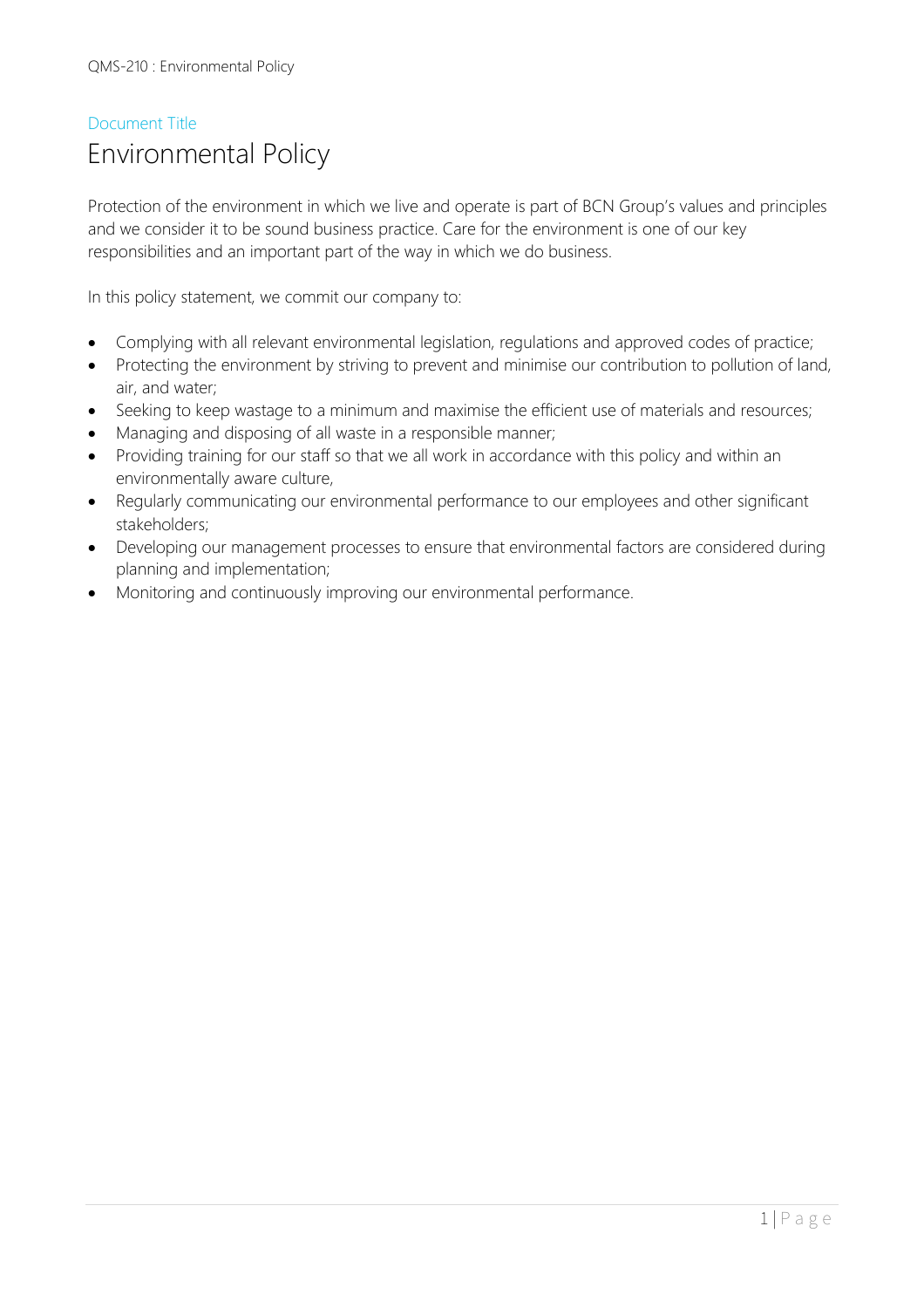Document Title

# Environmental Policy

Protection of the environment in which we live and operate is part of BCN Group's values and principles and we consider it to be sound business practice. Care for the environment is one of our key responsibilities and an important part of the way in which we do business.

In this policy statement, we commit our company to:

- Complying with all relevant environmental legislation, regulations and approved codes of practice;
- Protecting the environment by striving to prevent and minimise our contribution to pollution of land, air, and water;
- Seeking to keep wastage to a minimum and maximise the efficient use of materials and resources;
- Managing and disposing of all waste in a responsible manner;
- Providing training for our staff so that we all work in accordance with this policy and within an environmentally aware culture,
- Regularly communicating our environmental performance to our employees and other significant stakeholders;
- Developing our management processes to ensure that environmental factors are considered during planning and implementation;
- Monitoring and continuously improving our environmental performance.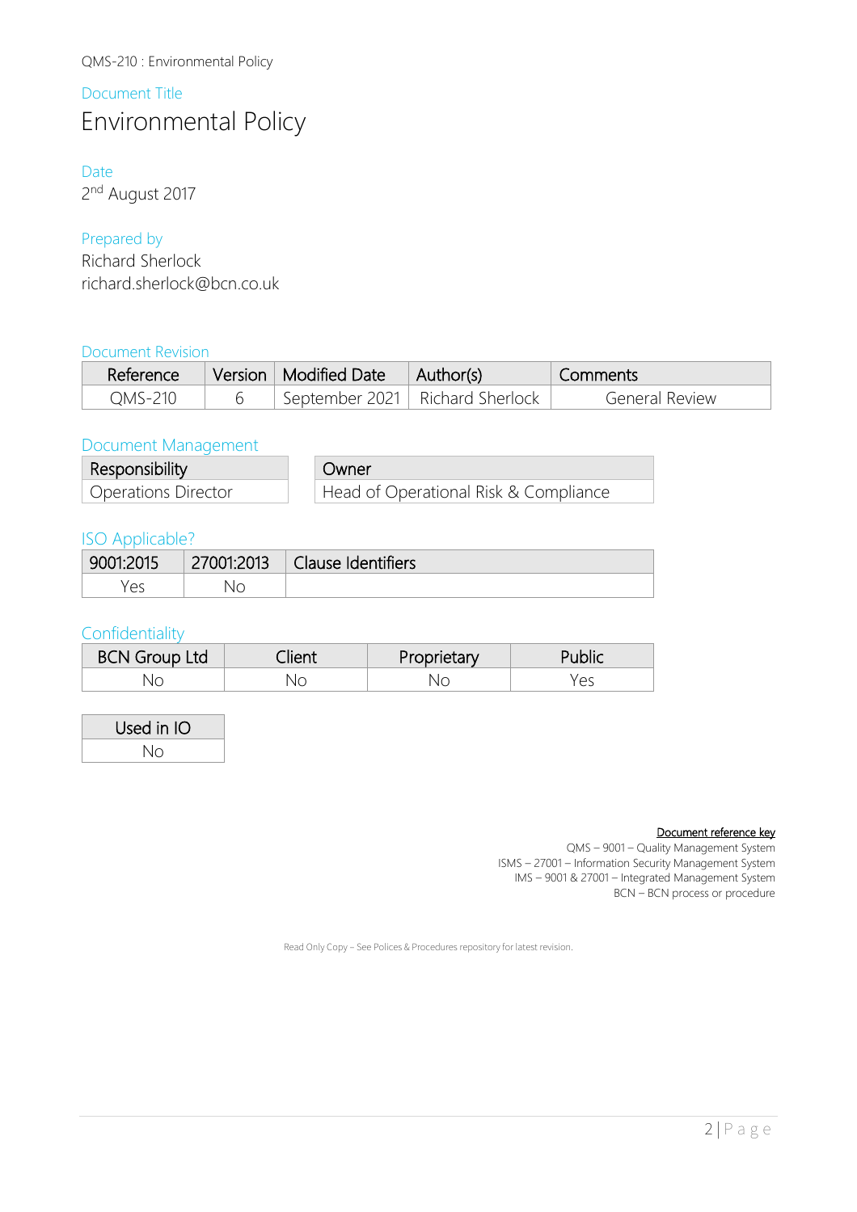QMS-210 : Environmental Policy

Document Title

# Environmental Policy

Date

2nd August 2017

Prepared by

Richard Sherlock
richard.sherlock@bcn.co.uk

Document Revision

| Reference | Version | Modified Date | Author(s) | Comments |
|---|---|---|---|---|
| QMS-210 | 6 | September 2021 | Richard Sherlock | General Review |

Document Management

| Responsibility |
|---|
| Operations Director |

| Owner |
|---|
| Head of Operational Risk & Compliance |

ISO Applicable?

| 9001:2015 | 27001:2013 | Clause Identifiers |
|---|---|---|
| Yes | No | |

Confidentiality

| BCN Group Ltd | Client | Proprietary | Public |
|---|---|---|---|
| No | No | No | Yes |

| Used in IO |
|---|
| No |

<u>Document reference key</u>

QMS – 9001 – Quality Management System
ISMS – 27001 – Information Security Management System
IMS – 9001 & 27001 – Integrated Management System
BCN – BCN process or procedure

Read Only Copy – See Polices & Procedures repository for latest revision.